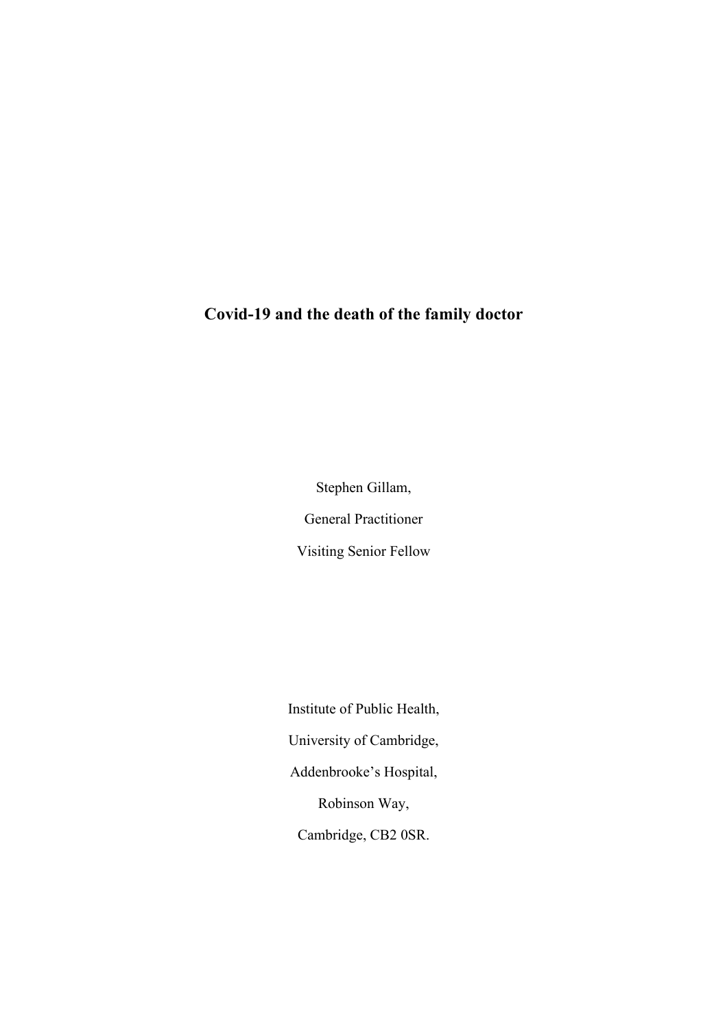# Covid-19 and the death of the family doctor

Stephen Gillam,

General Practitioner

Visiting Senior Fellow

Institute of Public Health,

University of Cambridge,

Addenbrooke's Hospital,

Robinson Way,

Cambridge, CB2 0SR.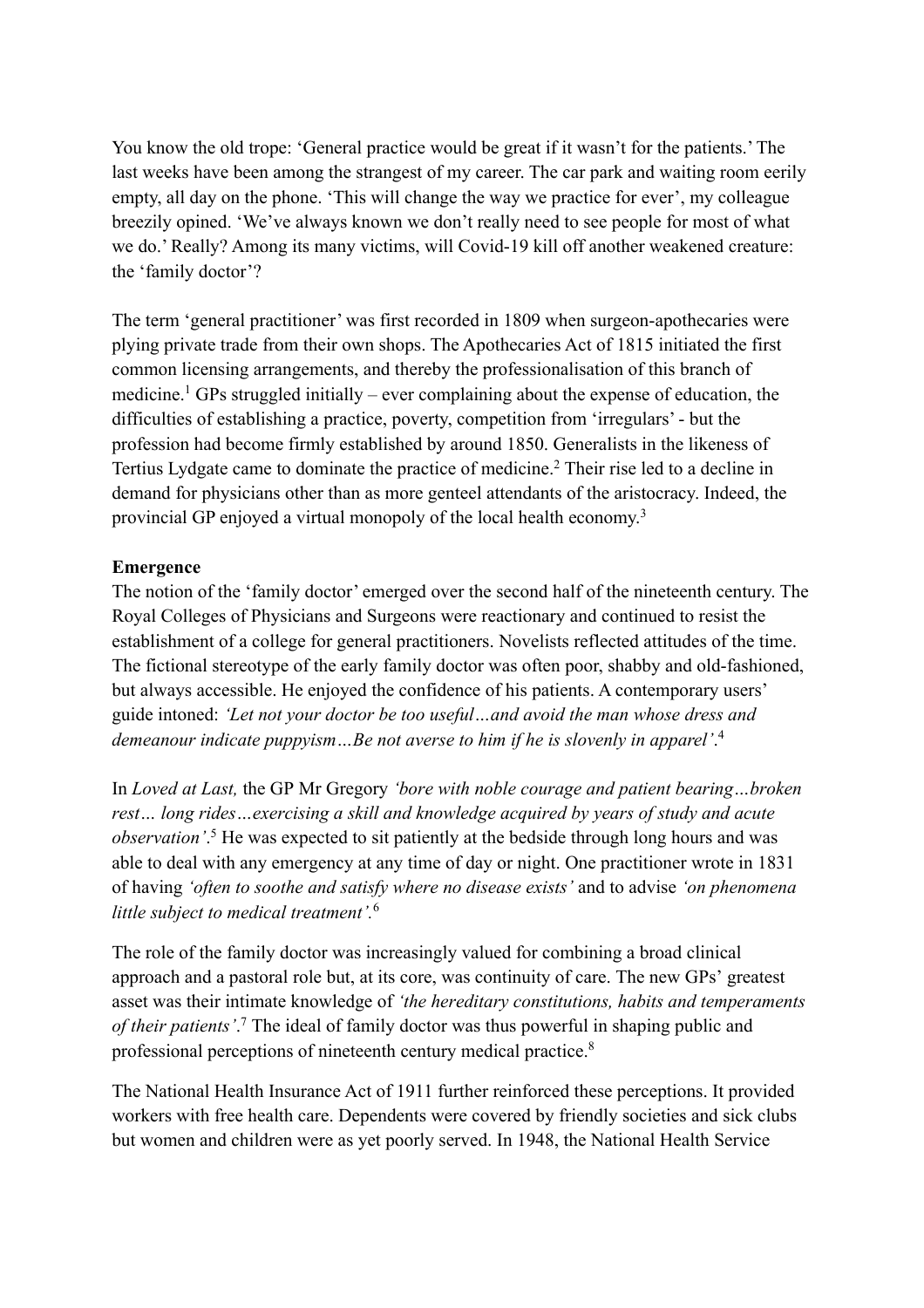You know the old trope: 'General practice would be great if it wasn't for the patients.' The last weeks have been among the strangest of my career. The car park and waiting room eerily empty, all day on the phone. 'This will change the way we practice for ever', my colleague breezily opined. 'We've always known we don't really need to see people for most of what we do.' Really? Among its many victims, will Covid-19 kill off another weakened creature: the 'family doctor'?

The term 'general practitioner' was first recorded in 1809 when surgeon-apothecaries were plying private trade from their own shops. The Apothecaries Act of 1815 initiated the first common licensing arrangements, and thereby the professionalisation of this branch of medicine.[1] GPs struggled initially – ever complaining about the expense of education, the difficulties of establishing a practice, poverty, competition from 'irregulars' - but the profession had become firmly established by around 1850. Generalists in the likeness of Tertius Lydgate came to dominate the practice of medicine.[2] Their rise led to a decline in demand for physicians other than as more genteel attendants of the aristocracy. Indeed, the provincial GP enjoyed a virtual monopoly of the local health economy.[3]

**Emergence**

The notion of the 'family doctor' emerged over the second half of the nineteenth century. The Royal Colleges of Physicians and Surgeons were reactionary and continued to resist the establishment of a college for general practitioners. Novelists reflected attitudes of the time. The fictional stereotype of the early family doctor was often poor, shabby and old-fashioned, but always accessible. He enjoyed the confidence of his patients. A contemporary users' guide intoned: *'Let not your doctor be too useful…and avoid the man whose dress and demeanour indicate puppyism…Be not averse to him if he is slovenly in apparel'*.[4]

In *Loved at Last,* the GP Mr Gregory *'bore with noble courage and patient bearing…broken rest… long rides…exercising a skill and knowledge acquired by years of study and acute observation'*.[5] He was expected to sit patiently at the bedside through long hours and was able to deal with any emergency at any time of day or night. One practitioner wrote in 1831 of having *'often to soothe and satisfy where no disease exists'* and to advise *'on phenomena little subject to medical treatment'*.[6]

The role of the family doctor was increasingly valued for combining a broad clinical approach and a pastoral role but, at its core, was continuity of care. The new GPs' greatest asset was their intimate knowledge of *'the hereditary constitutions, habits and temperaments of their patients'*.[7] The ideal of family doctor was thus powerful in shaping public and professional perceptions of nineteenth century medical practice.[8]

The National Health Insurance Act of 1911 further reinforced these perceptions. It provided workers with free health care. Dependents were covered by friendly societies and sick clubs but women and children were as yet poorly served. In 1948, the National Health Service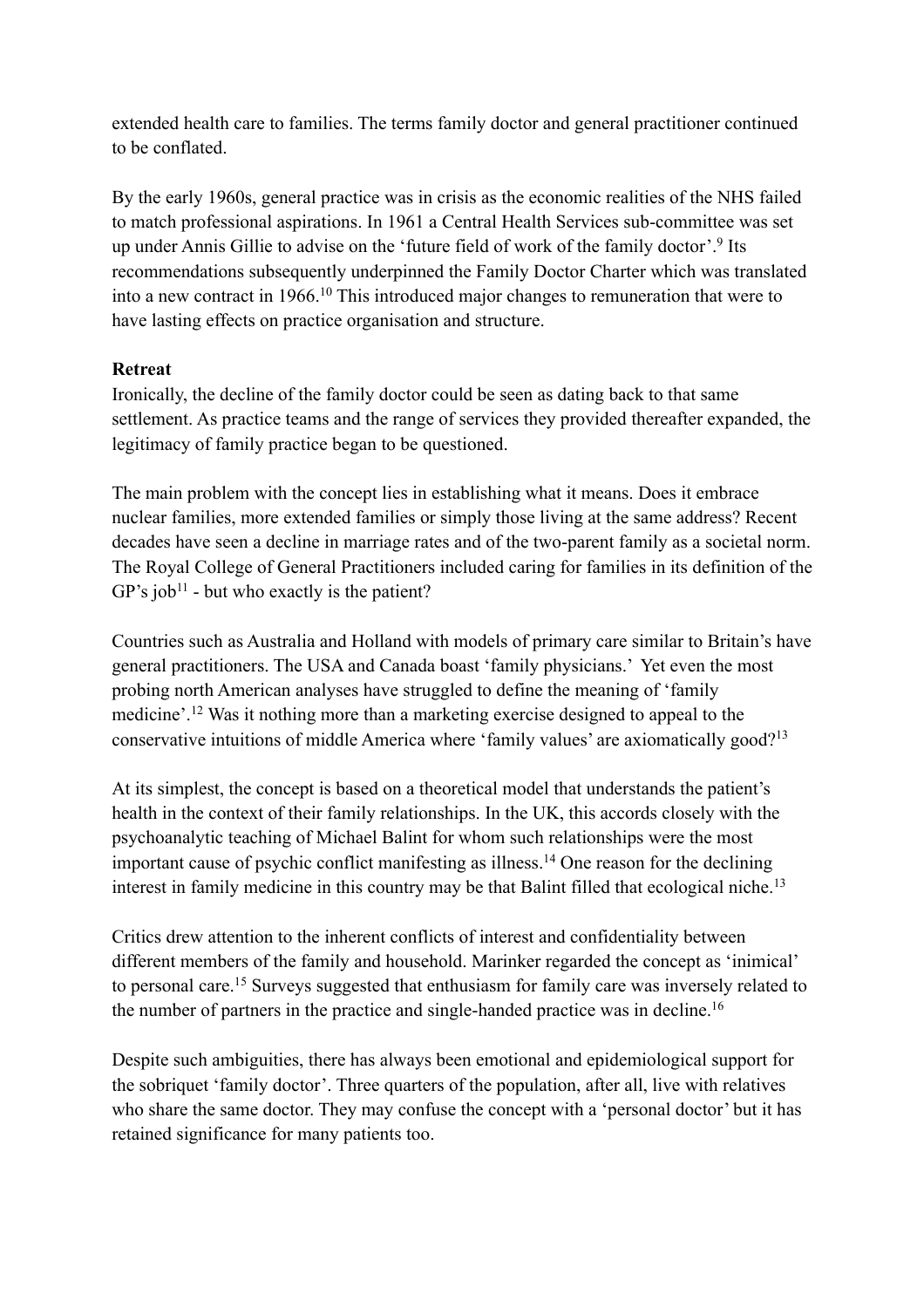extended health care to families. The terms family doctor and general practitioner continued to be conflated.

By the early 1960s, general practice was in crisis as the economic realities of the NHS failed to match professional aspirations. In 1961 a Central Health Services sub-committee was set up under Annis Gillie to advise on the 'future field of work of the family doctor'.[9] Its recommendations subsequently underpinned the Family Doctor Charter which was translated into a new contract in 1966.[10] This introduced major changes to remuneration that were to have lasting effects on practice organisation and structure.

**Retreat**

Ironically, the decline of the family doctor could be seen as dating back to that same settlement. As practice teams and the range of services they provided thereafter expanded, the legitimacy of family practice began to be questioned.

The main problem with the concept lies in establishing what it means. Does it embrace nuclear families, more extended families or simply those living at the same address? Recent decades have seen a decline in marriage rates and of the two-parent family as a societal norm. The Royal College of General Practitioners included caring for families in its definition of the GP's job[11] - but who exactly is the patient?

Countries such as Australia and Holland with models of primary care similar to Britain's have general practitioners. The USA and Canada boast 'family physicians.' Yet even the most probing north American analyses have struggled to define the meaning of 'family medicine'.[12] Was it nothing more than a marketing exercise designed to appeal to the conservative intuitions of middle America where 'family values' are axiomatically good?[13]

At its simplest, the concept is based on a theoretical model that understands the patient's health in the context of their family relationships. In the UK, this accords closely with the psychoanalytic teaching of Michael Balint for whom such relationships were the most important cause of psychic conflict manifesting as illness.[14] One reason for the declining interest in family medicine in this country may be that Balint filled that ecological niche.[13]

Critics drew attention to the inherent conflicts of interest and confidentiality between different members of the family and household. Marinker regarded the concept as 'inimical' to personal care.[15] Surveys suggested that enthusiasm for family care was inversely related to the number of partners in the practice and single-handed practice was in decline.[16]

Despite such ambiguities, there has always been emotional and epidemiological support for the sobriquet 'family doctor'. Three quarters of the population, after all, live with relatives who share the same doctor. They may confuse the concept with a 'personal doctor' but it has retained significance for many patients too.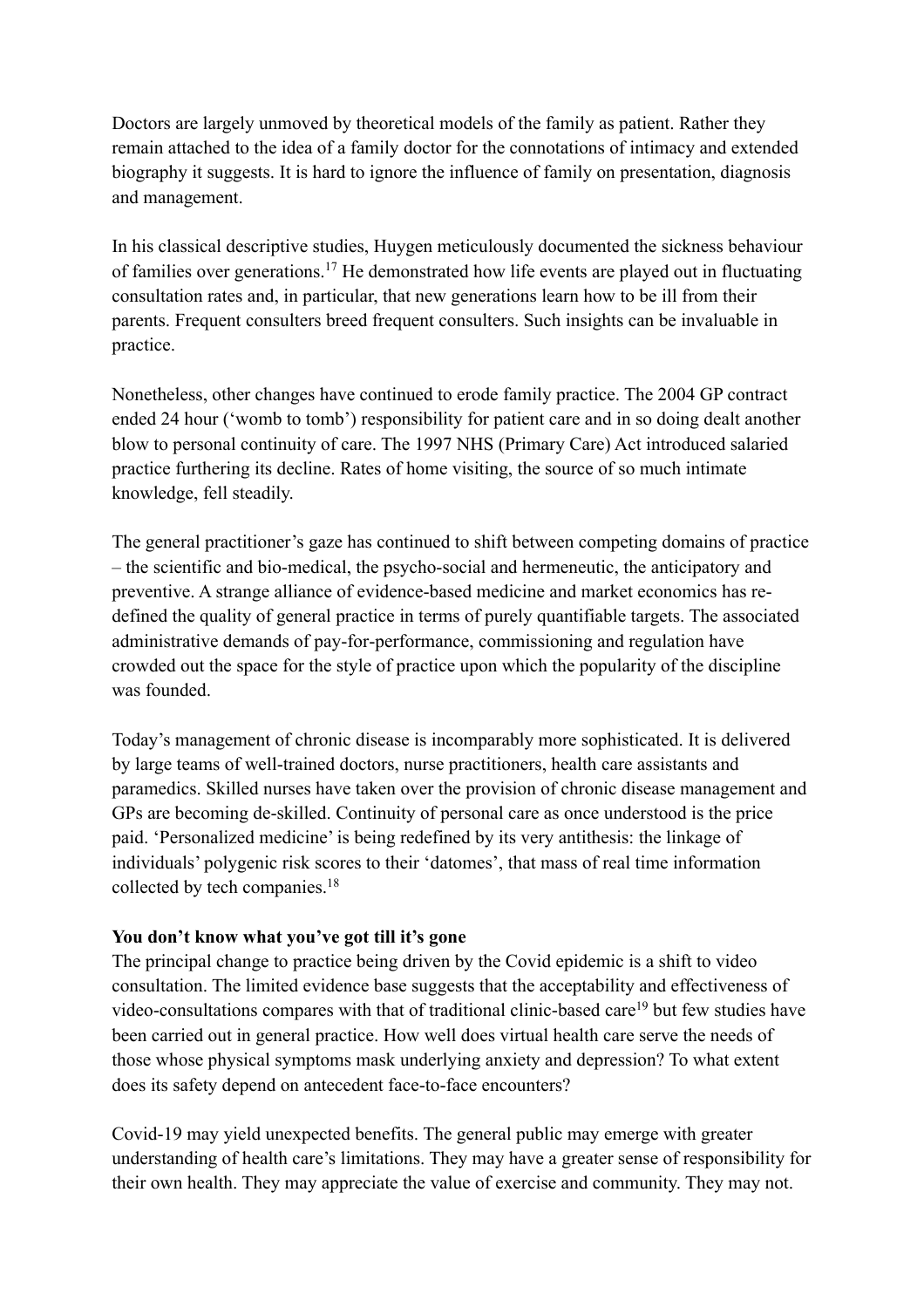Doctors are largely unmoved by theoretical models of the family as patient. Rather they remain attached to the idea of a family doctor for the connotations of intimacy and extended biography it suggests. It is hard to ignore the influence of family on presentation, diagnosis and management.

In his classical descriptive studies, Huygen meticulously documented the sickness behaviour of families over generations.[17] He demonstrated how life events are played out in fluctuating consultation rates and, in particular, that new generations learn how to be ill from their parents. Frequent consulters breed frequent consulters. Such insights can be invaluable in practice.

Nonetheless, other changes have continued to erode family practice. The 2004 GP contract ended 24 hour ('womb to tomb') responsibility for patient care and in so doing dealt another blow to personal continuity of care. The 1997 NHS (Primary Care) Act introduced salaried practice furthering its decline. Rates of home visiting, the source of so much intimate knowledge, fell steadily.

The general practitioner's gaze has continued to shift between competing domains of practice – the scientific and bio-medical, the psycho-social and hermeneutic, the anticipatory and preventive. A strange alliance of evidence-based medicine and market economics has re-defined the quality of general practice in terms of purely quantifiable targets. The associated administrative demands of pay-for-performance, commissioning and regulation have crowded out the space for the style of practice upon which the popularity of the discipline was founded.

Today's management of chronic disease is incomparably more sophisticated. It is delivered by large teams of well-trained doctors, nurse practitioners, health care assistants and paramedics. Skilled nurses have taken over the provision of chronic disease management and GPs are becoming de-skilled. Continuity of personal care as once understood is the price paid. 'Personalized medicine' is being redefined by its very antithesis: the linkage of individuals' polygenic risk scores to their 'datomes', that mass of real time information collected by tech companies.[18]

**You don't know what you've got till it's gone**

The principal change to practice being driven by the Covid epidemic is a shift to video consultation. The limited evidence base suggests that the acceptability and effectiveness of video-consultations compares with that of traditional clinic-based care[19] but few studies have been carried out in general practice. How well does virtual health care serve the needs of those whose physical symptoms mask underlying anxiety and depression? To what extent does its safety depend on antecedent face-to-face encounters?

Covid-19 may yield unexpected benefits. The general public may emerge with greater understanding of health care's limitations. They may have a greater sense of responsibility for their own health. They may appreciate the value of exercise and community. They may not.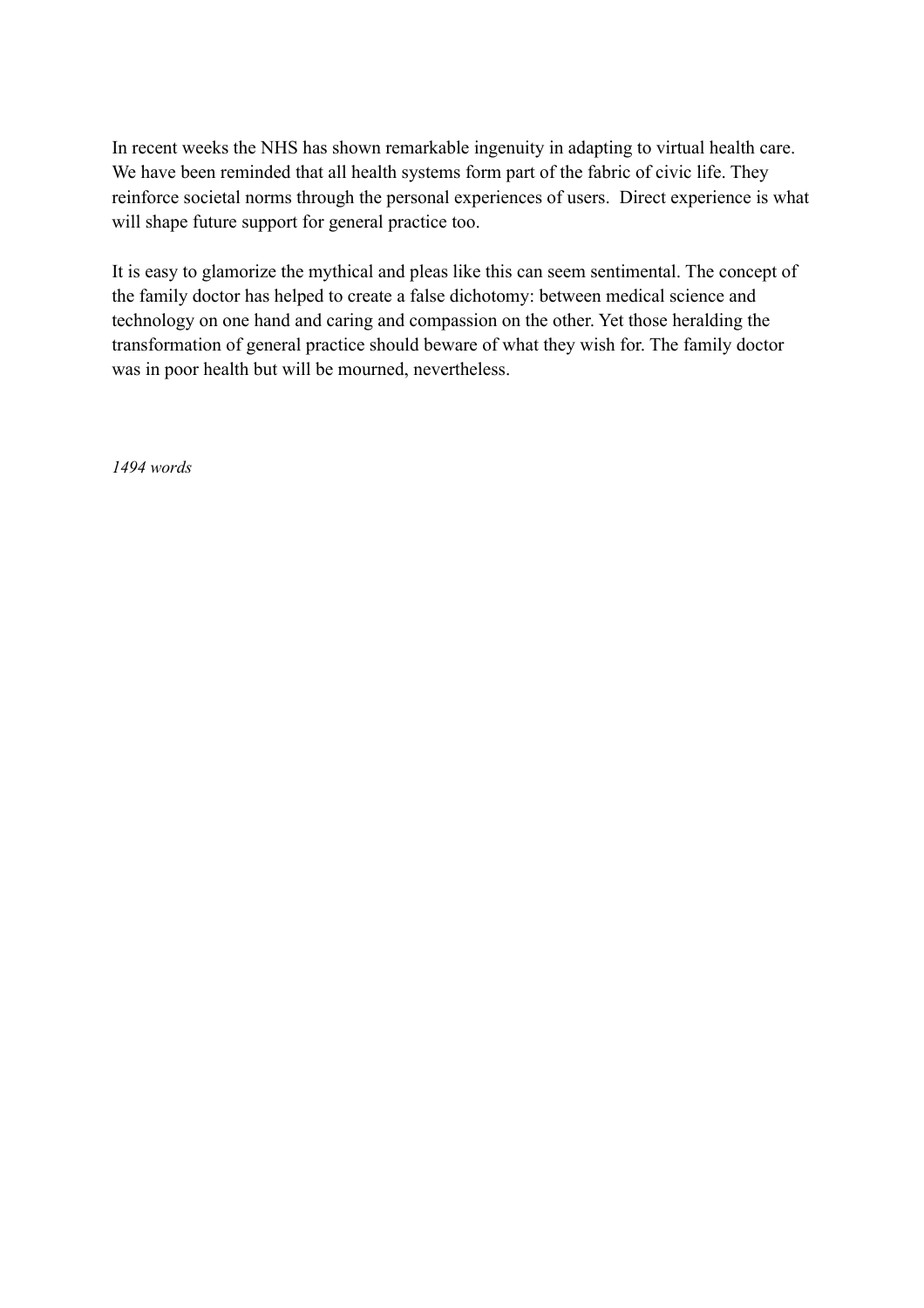In recent weeks the NHS has shown remarkable ingenuity in adapting to virtual health care. We have been reminded that all health systems form part of the fabric of civic life. They reinforce societal norms through the personal experiences of users. Direct experience is what will shape future support for general practice too.

It is easy to glamorize the mythical and pleas like this can seem sentimental. The concept of the family doctor has helped to create a false dichotomy: between medical science and technology on one hand and caring and compassion on the other. Yet those heralding the transformation of general practice should beware of what they wish for. The family doctor was in poor health but will be mourned, nevertheless.

*1494 words*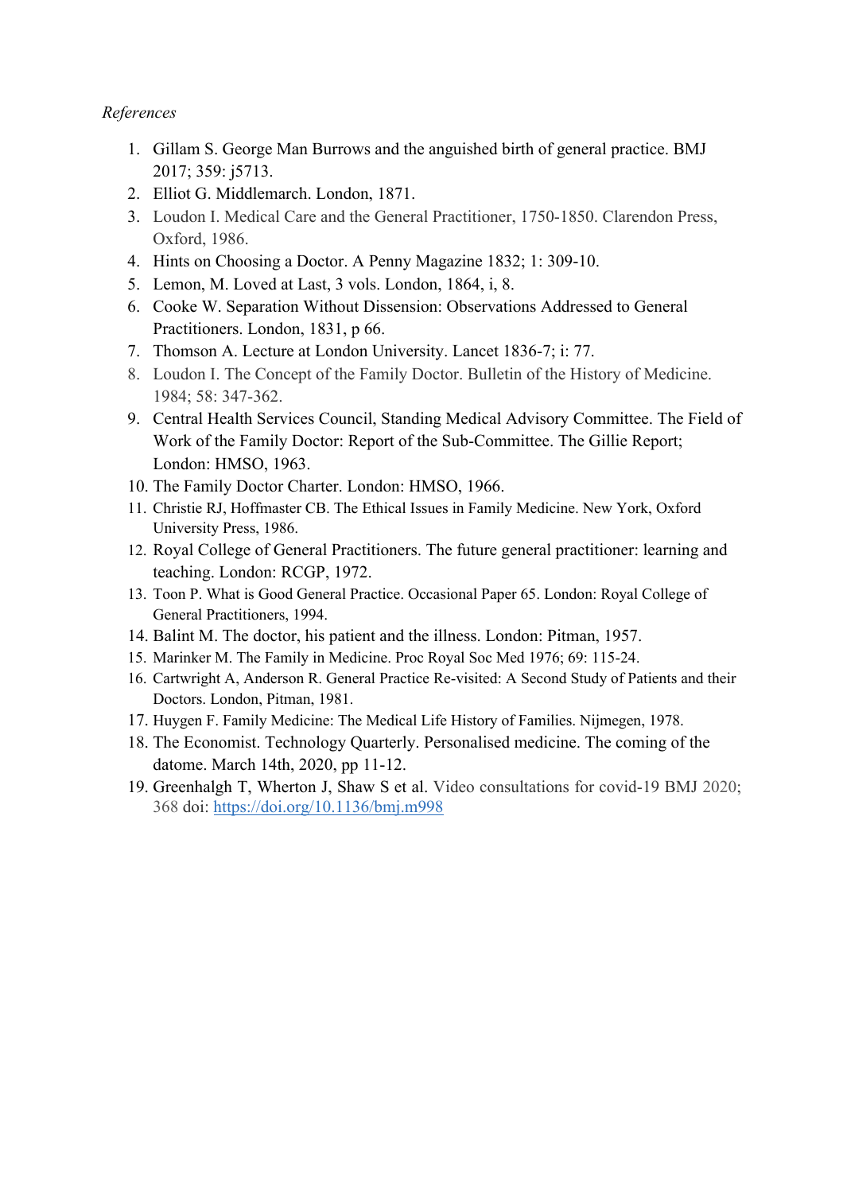*References*

1. Gillam S. George Man Burrows and the anguished birth of general practice. BMJ 2017; 359: j5713.
2. Elliot G. Middlemarch. London, 1871.
3. Loudon I. Medical Care and the General Practitioner, 1750-1850. Clarendon Press, Oxford, 1986.
4. Hints on Choosing a Doctor. A Penny Magazine 1832; 1: 309-10.
5. Lemon, M. Loved at Last, 3 vols. London, 1864, i, 8.
6. Cooke W. Separation Without Dissension: Observations Addressed to General Practitioners. London, 1831, p 66.
7. Thomson A. Lecture at London University. Lancet 1836-7; i: 77.
8. Loudon I. The Concept of the Family Doctor. Bulletin of the History of Medicine. 1984; 58: 347-362.
9. Central Health Services Council, Standing Medical Advisory Committee. The Field of Work of the Family Doctor: Report of the Sub-Committee. The Gillie Report; London: HMSO, 1963.
10. The Family Doctor Charter. London: HMSO, 1966.
11. Christie RJ, Hoffmaster CB. The Ethical Issues in Family Medicine. New York, Oxford University Press, 1986.
12. Royal College of General Practitioners. The future general practitioner: learning and teaching. London: RCGP, 1972.
13. Toon P. What is Good General Practice. Occasional Paper 65. London: Royal College of General Practitioners, 1994.
14. Balint M. The doctor, his patient and the illness. London: Pitman, 1957.
15. Marinker M. The Family in Medicine. Proc Royal Soc Med 1976; 69: 115-24.
16. Cartwright A, Anderson R. General Practice Re-visited: A Second Study of Patients and their Doctors. London, Pitman, 1981.
17. Huygen F. Family Medicine: The Medical Life History of Families. Nijmegen, 1978.
18. The Economist. Technology Quarterly. Personalised medicine. The coming of the datome. March 14th, 2020, pp 11-12.
19. Greenhalgh T, Wherton J, Shaw S et al. Video consultations for covid-19 BMJ 2020; 368 doi: https://doi.org/10.1136/bmj.m998